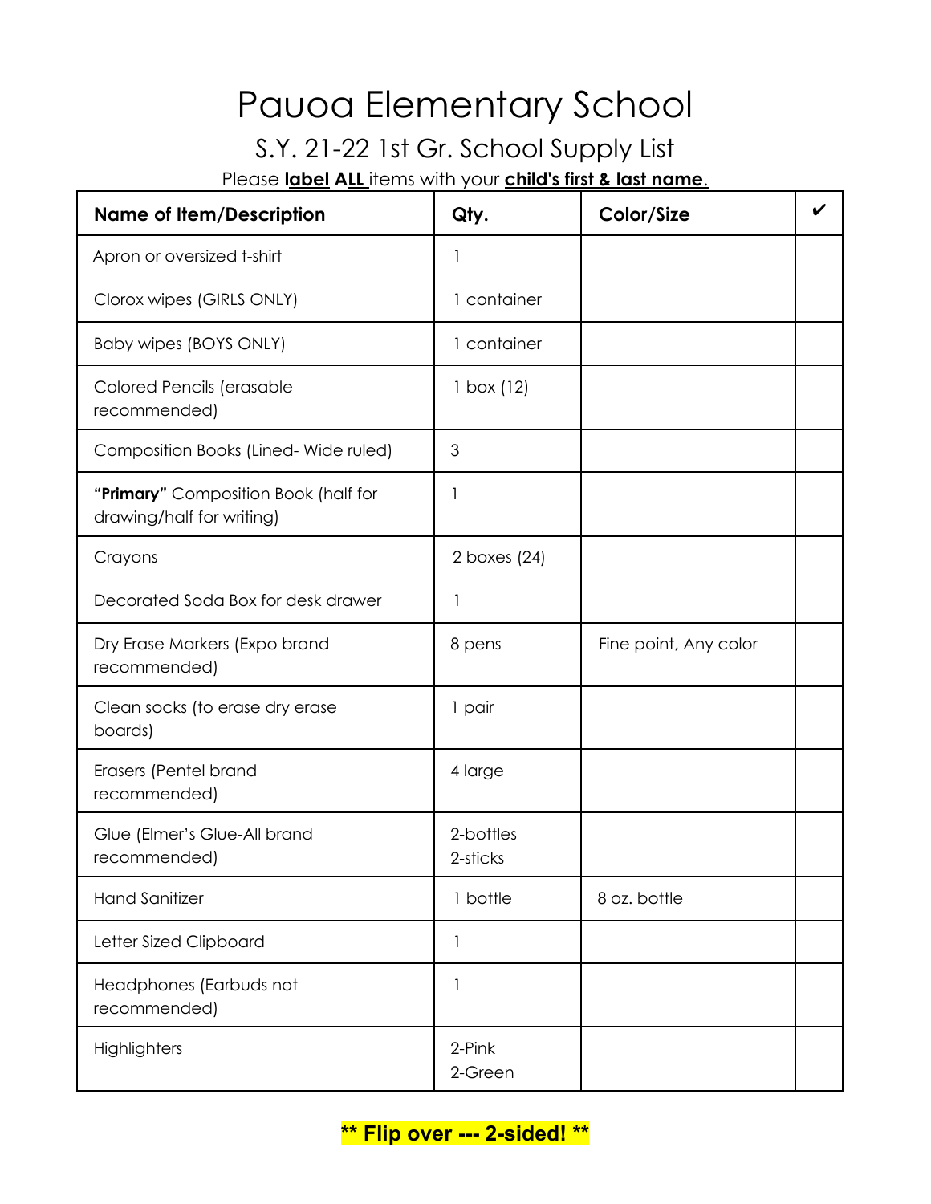# Pauoa Elementary School

## S.Y. 21-22 1st Gr. School Supply List

Please **label ALL** items with your **child's first & last name**.

| Name of Item/Description | Qty. | Color/Size | ✔ |
|---|---|---|---|
| Apron or oversized t-shirt | 1 | | |
| Clorox wipes (GIRLS ONLY) | 1 container | | |
| Baby wipes (BOYS ONLY) | 1 container | | |
| Colored Pencils (erasable recommended) | 1 box (12) | | |
| Composition Books (Lined- Wide ruled) | 3 | | |
| **"Primary"** Composition Book (half for drawing/half for writing) | 1 | | |
| Crayons | 2 boxes (24) | | |
| Decorated Soda Box for desk drawer | 1 | | |
| Dry Erase Markers (Expo brand recommended) | 8 pens | Fine point, Any color | |
| Clean socks (to erase dry erase boards) | 1 pair | | |
| Erasers (Pentel brand recommended) | 4 large | | |
| Glue (Elmer's Glue-All brand recommended) | 2-bottles<br>2-sticks | | |
| Hand Sanitizer | 1 bottle | 8 oz. bottle | |
| Letter Sized Clipboard | 1 | | |
| Headphones (Earbuds not recommended) | 1 | | |
| Highlighters | 2-Pink<br>2-Green | | |

**\*\* Flip over --- 2-sided! \*\***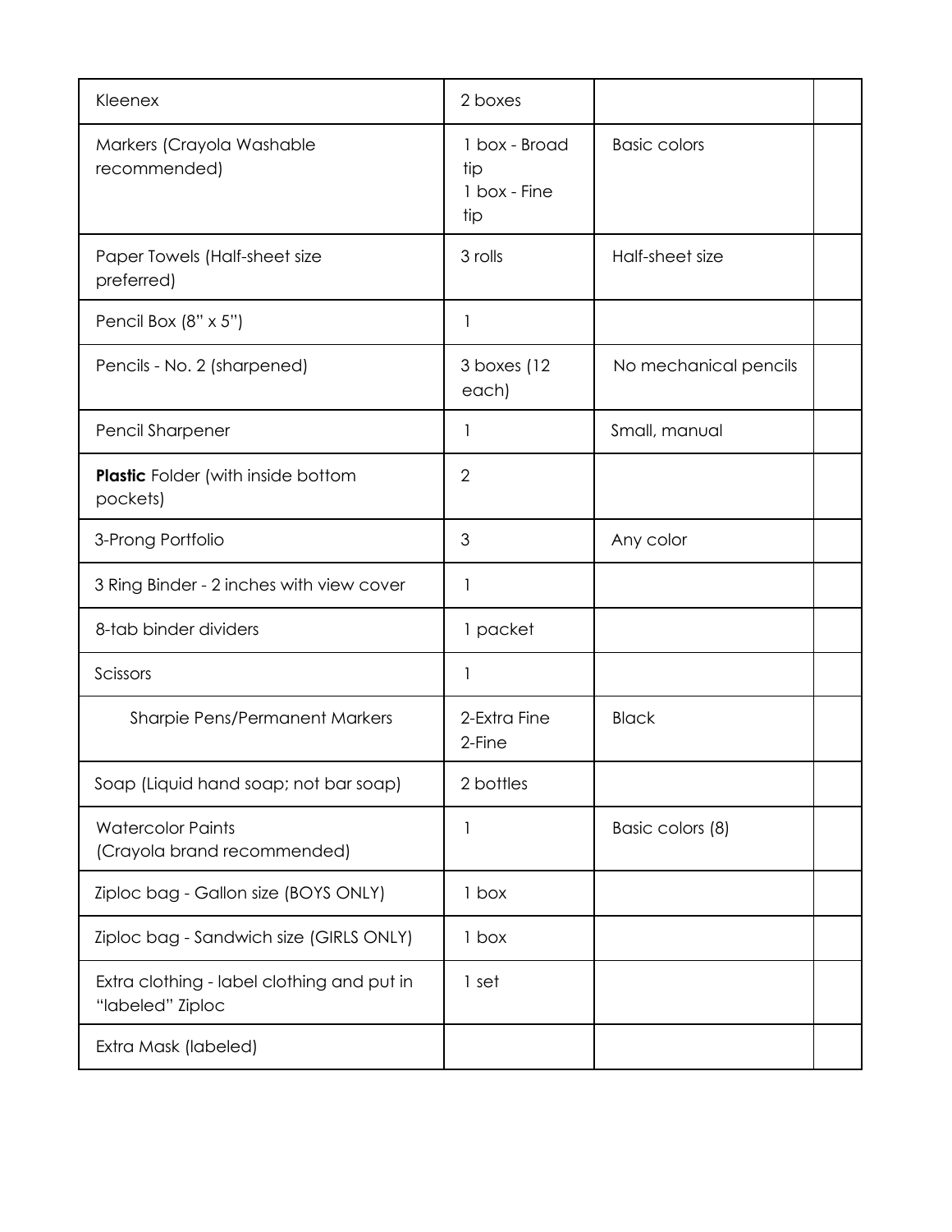| | | | |
|---|---|---|---|
| Kleenex | 2 boxes | | |
| Markers (Crayola Washable recommended) | 1 box - Broad tip<br>1 box - Fine tip | Basic colors | |
| Paper Towels (Half-sheet size preferred) | 3 rolls | Half-sheet size | |
| Pencil Box (8" x 5") | 1 | | |
| Pencils - No. 2 (sharpened) | 3 boxes (12 each) | No mechanical pencils | |
| Pencil Sharpener | 1 | Small, manual | |
| **Plastic** Folder (with inside bottom pockets) | 2 | | |
| 3-Prong Portfolio | 3 | Any color | |
| 3 Ring Binder - 2 inches with view cover | 1 | | |
| 8-tab binder dividers | 1 packet | | |
| Scissors | 1 | | |
| Sharpie Pens/Permanent Markers | 2-Extra Fine<br>2-Fine | Black | |
| Soap (Liquid hand soap; not bar soap) | 2 bottles | | |
| Watercolor Paints<br>(Crayola brand recommended) | 1 | Basic colors (8) | |
| Ziploc bag - Gallon size (BOYS ONLY) | 1 box | | |
| Ziploc bag - Sandwich size (GIRLS ONLY) | 1 box | | |
| Extra clothing - label clothing and put in "labeled" Ziploc | 1 set | | |
| Extra Mask (labeled) | | | |